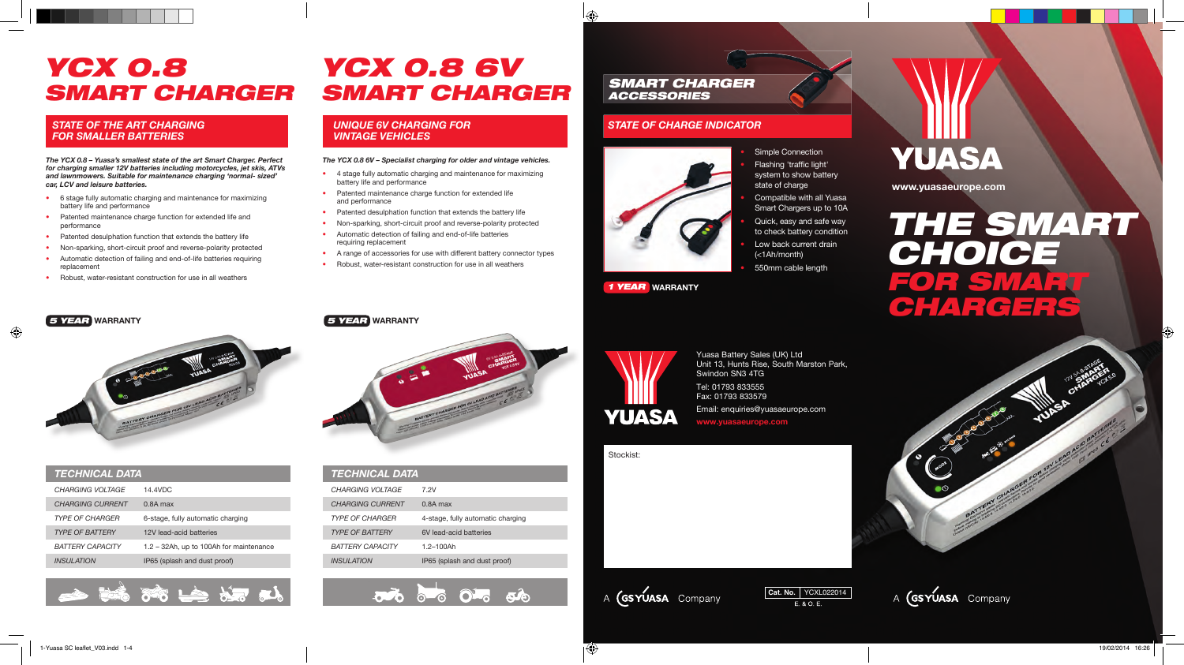# YCX 0.8 SMART CHARGER

## STATE OF THE ART CHARGING FOR SMALLER BATTERIES

***The YCX 0.8 – Yuasa's smallest state of the art Smart Charger. Perfect for charging smaller 12V batteries including motorcycles, jet skis, ATVs and lawnmowers. Suitable for maintenance charging 'normal- sized' car, LCV and leisure batteries.***

- 6 stage fully automatic charging and maintenance for maximizing battery life and performance
- Patented maintenance charge function for extended life and performance
- Patented desulphation function that extends the battery life
- Non-sparking, short-circuit proof and reverse-polarity protected
- Automatic detection of failing and end-of-life batteries requiring replacement
- Robust, water-resistant construction for use in all weathers

**5 YEAR WARRANTY**

### TECHNICAL DATA

| | |
|---|---|
| CHARGING VOLTAGE | 14.4VDC |
| CHARGING CURRENT | 0.8A max |
| TYPE OF CHARGER | 6-stage, fully automatic charging |
| TYPE OF BATTERY | 12V lead-acid batteries |
| BATTERY CAPACITY | 1.2 – 32Ah, up to 100Ah for maintenance |
| INSULATION | IP65 (splash and dust proof) |

# YCX 0.8 6V SMART CHARGER

## UNIQUE 6V CHARGING FOR VINTAGE VEHICLES

***The YCX 0.8 6V – Specialist charging for older and vintage vehicles.***

- 4 stage fully automatic charging and maintenance for maximizing battery life and performance
- Patented maintenance charge function for extended life and performance
- Patented desulphation function that extends the battery life
- Non-sparking, short-circuit proof and reverse-polarity protected
- Automatic detection of failing and end-of-life batteries requiring replacement
- A range of accessories for use with different battery connector types
- Robust, water-resistant construction for use in all weathers

**5 YEAR WARRANTY**

### TECHNICAL DATA

| | |
|---|---|
| CHARGING VOLTAGE | 7.2V |
| CHARGING CURRENT | 0.8A max |
| TYPE OF CHARGER | 4-stage, fully automatic charging |
| TYPE OF BATTERY | 6V lead-acid batteries |
| BATTERY CAPACITY | 1.2–100Ah |
| INSULATION | IP65 (splash and dust proof) |

# SMART CHARGER ACCESSORIES

## STATE OF CHARGE INDICATOR

- Simple Connection
- Flashing 'traffic light' system to show battery state of charge
- Compatible with all Yuasa Smart Chargers up to 10A
- Quick, easy and safe way to check battery condition
- Low back current drain (<1Ah/month)
- 550mm cable length

**1 YEAR WARRANTY**

YUASA

Yuasa Battery Sales (UK) Ltd
Unit 13, Hunts Rise, South Marston Park, Swindon SN3 4TG

Tel: 01793 833555
Fax: 01793 833579
Email: enquiries@yuasaeurope.com
www.yuasaeurope.com

Stockist:

A GS YUASA Company

Cat. No. YCXL022014
E. & O. E.

# YUASA

www.yuasaeurope.com

# THE SMART CHOICE FOR SMART CHARGERS

A GS YUASA Company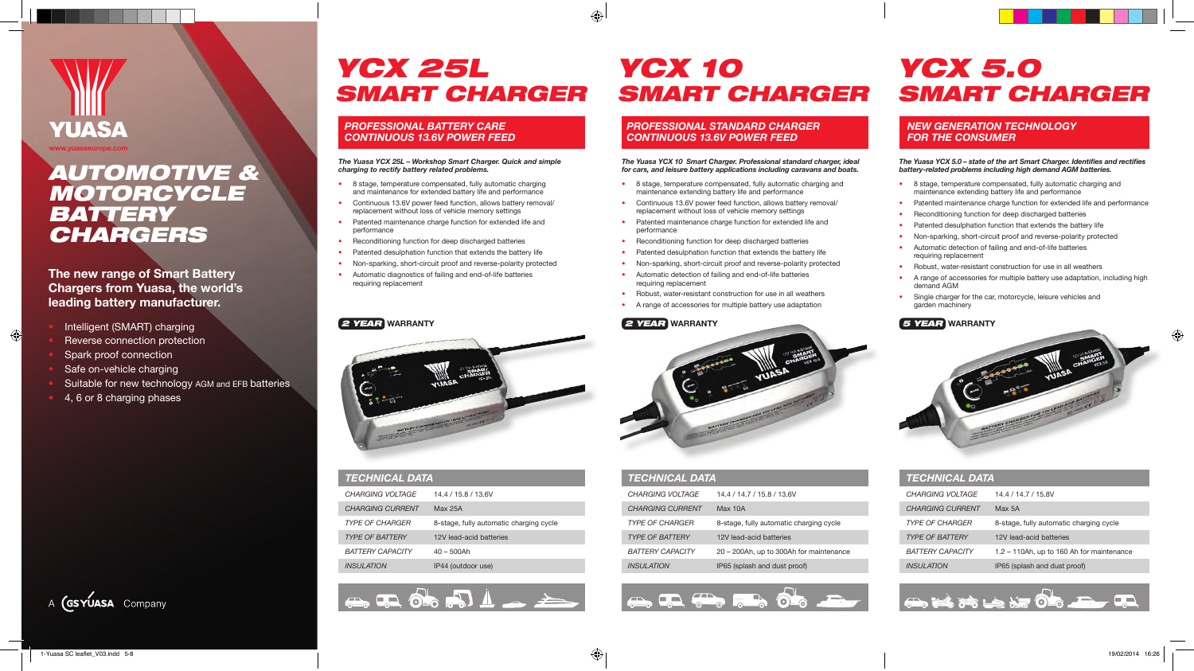# YUASA

www.yuasaeurope.com

# AUTOMOTIVE & MOTORCYCLE BATTERY CHARGERS

**The new range of Smart Battery Chargers from Yuasa, the world's leading battery manufacturer.**

- Intelligent (SMART) charging
- Reverse connection protection
- Spark proof connection
- Safe on-vehicle charging
- Suitable for new technology AGM and EFB batteries
- 4, 6 or 8 charging phases

A GS YUASA Company

# YCX 25L SMART CHARGER

## PROFESSIONAL BATTERY CARE CONTINUOUS 13.6V POWER FEED

***The Yuasa YCX 25L – Workshop Smart Charger. Quick and simple charging to rectify battery related problems.***

- 8 stage, temperature compensated, fully automatic charging and maintenance for extended battery life and performance
- Continuous 13.6V power feed function, allows battery removal/ replacement without loss of vehicle memory settings
- Patented maintenance charge function for extended life and performance
- Reconditioning function for deep discharged batteries
- Patented desulphation function that extends the battery life
- Non-sparking, short-circuit proof and reverse-polarity protected
- Automatic diagnostics of failing and end-of-life batteries requiring replacement

**2 YEAR WARRANTY**

### TECHNICAL DATA

| | |
|---|---|
| CHARGING VOLTAGE | 14.4 / 15.8 / 13.6V |
| CHARGING CURRENT | Max 25A |
| TYPE OF CHARGER | 8-stage, fully automatic charging cycle |
| TYPE OF BATTERY | 12V lead-acid batteries |
| BATTERY CAPACITY | 40 – 500Ah |
| INSULATION | IP44 (outdoor use) |

# YCX 10 SMART CHARGER

## PROFESSIONAL STANDARD CHARGER CONTINUOUS 13.6V POWER FEED

***The Yuasa YCX 10 Smart Charger. Professional standard charger, ideal for cars, and leisure battery applications including caravans and boats.***

- 8 stage, temperature compensated, fully automatic charging and maintenance extending battery life and performance
- Continuous 13.6V power feed function, allows battery removal/ replacement without loss of vehicle memory settings
- Patented maintenance charge function for extended life and performance
- Reconditioning function for deep discharged batteries
- Patented desulphation function that extends the battery life
- Non-sparking, short-circuit proof and reverse-polarity protected
- Automatic detection of failing and end-of-life batteries requiring replacement
- Robust, water-resistant construction for use in all weathers
- A range of accessories for multiple battery use adaptation

**2 YEAR WARRANTY**

### TECHNICAL DATA

| | |
|---|---|
| CHARGING VOLTAGE | 14.4 / 14.7 / 15.8 / 13.6V |
| CHARGING CURRENT | Max 10A |
| TYPE OF CHARGER | 8-stage, fully automatic charging cycle |
| TYPE OF BATTERY | 12V lead-acid batteries |
| BATTERY CAPACITY | 20 – 200Ah, up to 300Ah for maintenance |
| INSULATION | IP65 (splash and dust proof) |

# YCX 5.0 SMART CHARGER

## NEW GENERATION TECHNOLOGY FOR THE CONSUMER

***The Yuasa YCX 5.0 – state of the art Smart Charger. Identifies and rectifies battery-related problems including high demand AGM batteries.***

- 8 stage, temperature compensated, fully automatic charging and maintenance extending battery life and performance
- Patented maintenance charge function for extended life and performance
- Reconditioning function for deep discharged batteries
- Patented desulphation function that extends the battery life
- Non-sparking, short-circuit proof and reverse-polarity protected
- Automatic detection of failing and end-of-life batteries requiring replacement
- Robust, water-resistant construction for use in all weathers
- A range of accessories for multiple battery use adaptation, including high demand AGM
- Single charger for the car, motorcycle, leisure vehicles and garden machinery

**5 YEAR WARRANTY**

### TECHNICAL DATA

| | |
|---|---|
| CHARGING VOLTAGE | 14.4 / 14.7 / 15.8V |
| CHARGING CURRENT | Max 5A |
| TYPE OF CHARGER | 8-stage, fully automatic charging cycle |
| TYPE OF BATTERY | 12V lead-acid batteries |
| BATTERY CAPACITY | 1.2 – 110Ah, up to 160 Ah for maintenance |
| INSULATION | IP65 (splash and dust proof) |